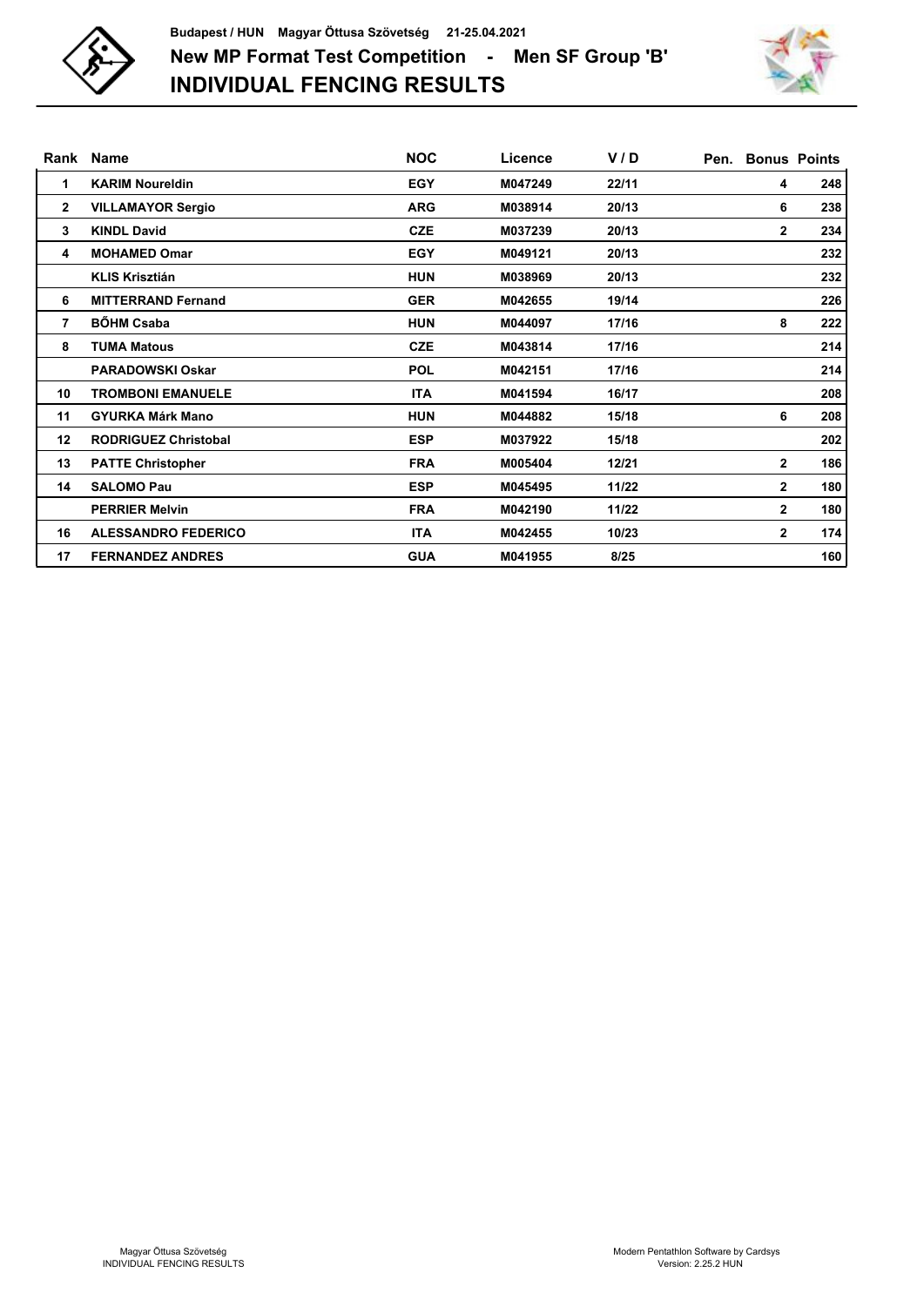Budapest / HUN Magyar Öttusa Szövetség 21-25.04.2021

# New MP Format Test Competition - Men SF Group 'B'

# INDIVIDUAL FENCING RESULTS

| Rank | Name | NOC | Licence | V / D | Pen. | Bonus | Points |
|---|---|---|---|---|---|---|---|
| 1 | KARIM Noureldin | EGY | M047249 | 22/11 | | 4 | 248 |
| 2 | VILLAMAYOR Sergio | ARG | M038914 | 20/13 | | 6 | 238 |
| 3 | KINDL David | CZE | M037239 | 20/13 | | 2 | 234 |
| 4 | MOHAMED Omar | EGY | M049121 | 20/13 | | | 232 |
| | KLIS Krisztián | HUN | M038969 | 20/13 | | | 232 |
| 6 | MITTERRAND Fernand | GER | M042655 | 19/14 | | | 226 |
| 7 | BŐHM Csaba | HUN | M044097 | 17/16 | | 8 | 222 |
| 8 | TUMA Matous | CZE | M043814 | 17/16 | | | 214 |
| | PARADOWSKI Oskar | POL | M042151 | 17/16 | | | 214 |
| 10 | TROMBONI EMANUELE | ITA | M041594 | 16/17 | | | 208 |
| 11 | GYURKA Márk Mano | HUN | M044882 | 15/18 | | 6 | 208 |
| 12 | RODRIGUEZ Christobal | ESP | M037922 | 15/18 | | | 202 |
| 13 | PATTE Christopher | FRA | M005404 | 12/21 | | 2 | 186 |
| 14 | SALOMO Pau | ESP | M045495 | 11/22 | | 2 | 180 |
| | PERRIER Melvin | FRA | M042190 | 11/22 | | 2 | 180 |
| 16 | ALESSANDRO FEDERICO | ITA | M042455 | 10/23 | | 2 | 174 |
| 17 | FERNANDEZ ANDRES | GUA | M041955 | 8/25 | | | 160 |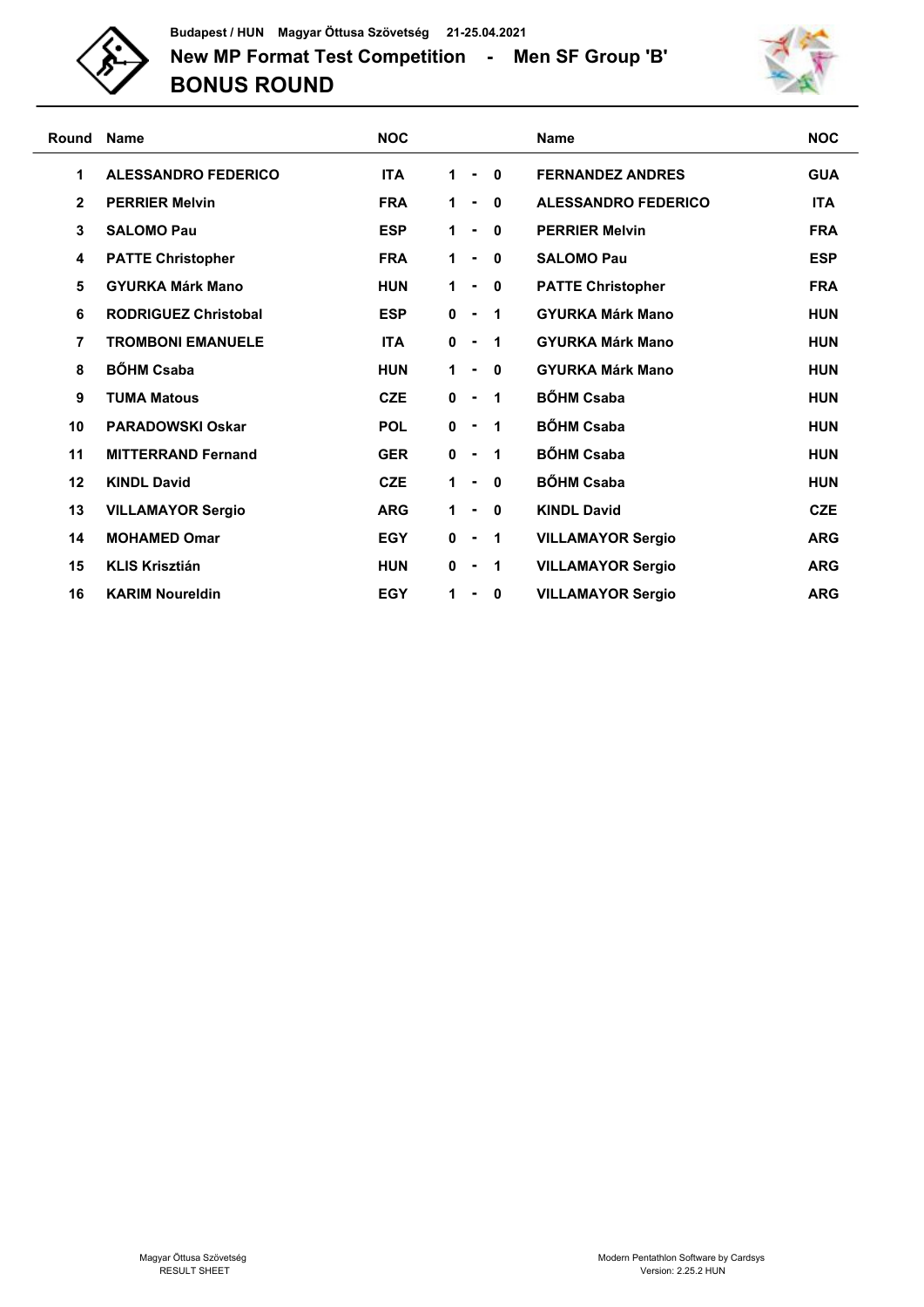Budapest / HUN  Magyar Öttusa Szövetség  21-25.04.2021

# New MP Format Test Competition - Men SF Group 'B'

# BONUS ROUND

| Round | Name | NOC | | | | Name | NOC |
|---|---|---|---|---|---|---|---|
| 1 | ALESSANDRO FEDERICO | ITA | 1 | - | 0 | FERNANDEZ ANDRES | GUA |
| 2 | PERRIER Melvin | FRA | 1 | - | 0 | ALESSANDRO FEDERICO | ITA |
| 3 | SALOMO Pau | ESP | 1 | - | 0 | PERRIER Melvin | FRA |
| 4 | PATTE Christopher | FRA | 1 | - | 0 | SALOMO Pau | ESP |
| 5 | GYURKA Márk Mano | HUN | 1 | - | 0 | PATTE Christopher | FRA |
| 6 | RODRIGUEZ Christobal | ESP | 0 | - | 1 | GYURKA Márk Mano | HUN |
| 7 | TROMBONI EMANUELE | ITA | 0 | - | 1 | GYURKA Márk Mano | HUN |
| 8 | BŐHM Csaba | HUN | 1 | - | 0 | GYURKA Márk Mano | HUN |
| 9 | TUMA Matous | CZE | 0 | - | 1 | BŐHM Csaba | HUN |
| 10 | PARADOWSKI Oskar | POL | 0 | - | 1 | BŐHM Csaba | HUN |
| 11 | MITTERRAND Fernand | GER | 0 | - | 1 | BŐHM Csaba | HUN |
| 12 | KINDL David | CZE | 1 | - | 0 | BŐHM Csaba | HUN |
| 13 | VILLAMAYOR Sergio | ARG | 1 | - | 0 | KINDL David | CZE |
| 14 | MOHAMED Omar | EGY | 0 | - | 1 | VILLAMAYOR Sergio | ARG |
| 15 | KLIS Krisztián | HUN | 0 | - | 1 | VILLAMAYOR Sergio | ARG |
| 16 | KARIM Noureldin | EGY | 1 | - | 0 | VILLAMAYOR Sergio | ARG |

Magyar Öttusa Szövetség
RESULT SHEET

Modern Pentathlon Software by Cardsys
Version: 2.25.2 HUN